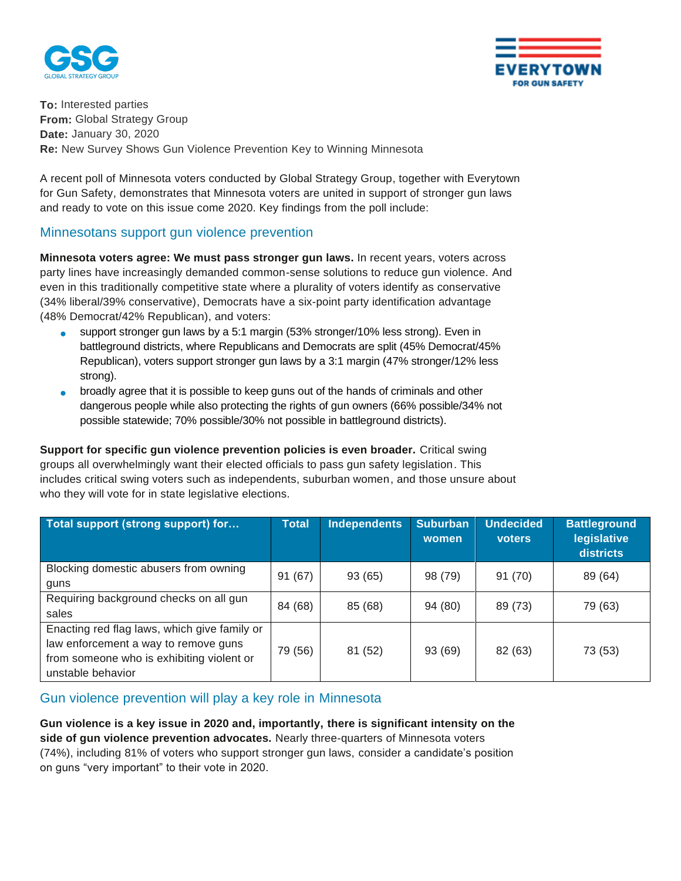**To:** Interested parties
**From:** Global Strategy Group
**Date:** January 30, 2020
**Re:** New Survey Shows Gun Violence Prevention Key to Winning Minnesota

A recent poll of Minnesota voters conducted by Global Strategy Group, together with Everytown for Gun Safety, demonstrates that Minnesota voters are united in support of stronger gun laws and ready to vote on this issue come 2020. Key findings from the poll include:

## Minnesotans support gun violence prevention

**Minnesota voters agree: We must pass stronger gun laws.** In recent years, voters across party lines have increasingly demanded common-sense solutions to reduce gun violence. And even in this traditionally competitive state where a plurality of voters identify as conservative (34% liberal/39% conservative), Democrats have a six-point party identification advantage (48% Democrat/42% Republican), and voters:

- support stronger gun laws by a 5:1 margin (53% stronger/10% less strong). Even in battleground districts, where Republicans and Democrats are split (45% Democrat/45% Republican), voters support stronger gun laws by a 3:1 margin (47% stronger/12% less strong).
- broadly agree that it is possible to keep guns out of the hands of criminals and other dangerous people while also protecting the rights of gun owners (66% possible/34% not possible statewide; 70% possible/30% not possible in battleground districts).

**Support for specific gun violence prevention policies is even broader.** Critical swing groups all overwhelmingly want their elected officials to pass gun safety legislation. This includes critical swing voters such as independents, suburban women, and those unsure about who they will vote for in state legislative elections.

| Total support (strong support) for… | Total | Independents | Suburban women | Undecided voters | Battleground legislative districts |
|---|---|---|---|---|---|
| Blocking domestic abusers from owning guns | 91 (67) | 93 (65) | 98 (79) | 91 (70) | 89 (64) |
| Requiring background checks on all gun sales | 84 (68) | 85 (68) | 94 (80) | 89 (73) | 79 (63) |
| Enacting red flag laws, which give family or law enforcement a way to remove guns from someone who is exhibiting violent or unstable behavior | 79 (56) | 81 (52) | 93 (69) | 82 (63) | 73 (53) |

## Gun violence prevention will play a key role in Minnesota

**Gun violence is a key issue in 2020 and, importantly, there is significant intensity on the side of gun violence prevention advocates.** Nearly three-quarters of Minnesota voters (74%), including 81% of voters who support stronger gun laws, consider a candidate's position on guns "very important" to their vote in 2020.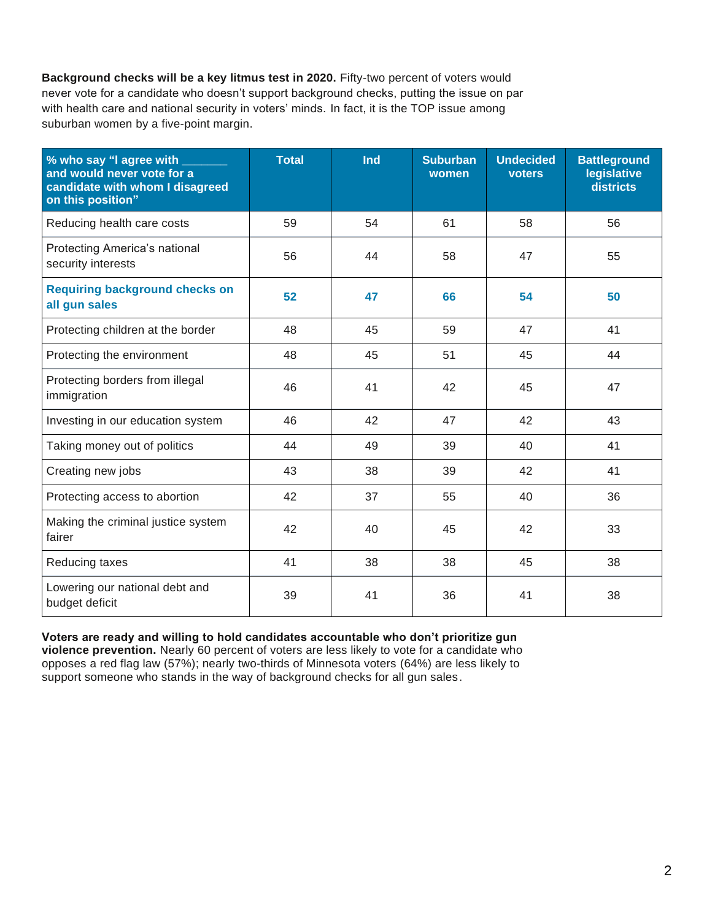**Background checks will be a key litmus test in 2020.** Fifty-two percent of voters would never vote for a candidate who doesn't support background checks, putting the issue on par with health care and national security in voters' minds. In fact, it is the TOP issue among suburban women by a five-point margin.

| % who say "I agree with _______ and would never vote for a candidate with whom I disagreed on this position" | Total | Ind | Suburban women | Undecided voters | Battleground legislative districts |
|---|---|---|---|---|---|
| Reducing health care costs | 59 | 54 | 61 | 58 | 56 |
| Protecting America's national security interests | 56 | 44 | 58 | 47 | 55 |
| **Requiring background checks on all gun sales** | **52** | **47** | **66** | **54** | **50** |
| Protecting children at the border | 48 | 45 | 59 | 47 | 41 |
| Protecting the environment | 48 | 45 | 51 | 45 | 44 |
| Protecting borders from illegal immigration | 46 | 41 | 42 | 45 | 47 |
| Investing in our education system | 46 | 42 | 47 | 42 | 43 |
| Taking money out of politics | 44 | 49 | 39 | 40 | 41 |
| Creating new jobs | 43 | 38 | 39 | 42 | 41 |
| Protecting access to abortion | 42 | 37 | 55 | 40 | 36 |
| Making the criminal justice system fairer | 42 | 40 | 45 | 42 | 33 |
| Reducing taxes | 41 | 38 | 38 | 45 | 38 |
| Lowering our national debt and budget deficit | 39 | 41 | 36 | 41 | 38 |

**Voters are ready and willing to hold candidates accountable who don't prioritize gun violence prevention.** Nearly 60 percent of voters are less likely to vote for a candidate who opposes a red flag law (57%); nearly two-thirds of Minnesota voters (64%) are less likely to support someone who stands in the way of background checks for all gun sales.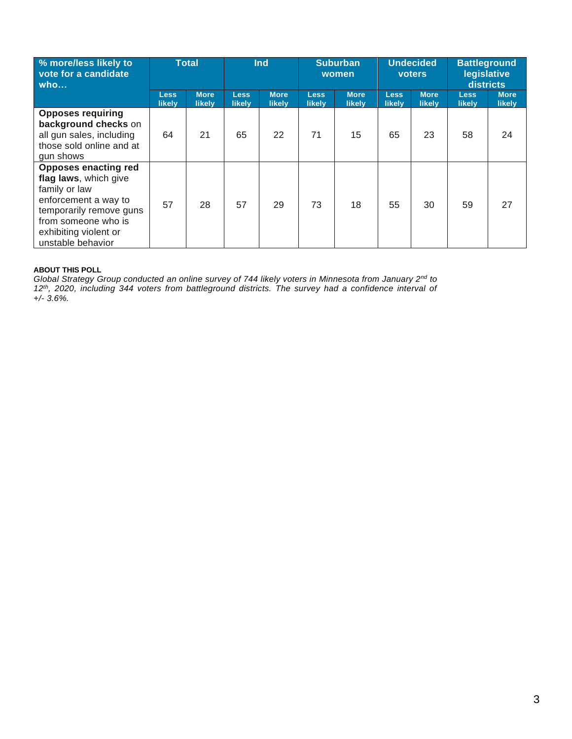| % more/less likely to vote for a candidate who… | Total | | Ind | | Suburban women | | Undecided voters | | Battleground legislative districts | |
|---|---|---|---|---|---|---|---|---|---|---|
| | Less likely | More likely | Less likely | More likely | Less likely | More likely | Less likely | More likely | Less likely | More likely |
| **Opposes requiring background checks** on all gun sales, including those sold online and at gun shows | 64 | 21 | 65 | 22 | 71 | 15 | 65 | 23 | 58 | 24 |
| **Opposes enacting red flag laws**, which give family or law enforcement a way to temporarily remove guns from someone who is exhibiting violent or unstable behavior | 57 | 28 | 57 | 29 | 73 | 18 | 55 | 30 | 59 | 27 |

**ABOUT THIS POLL**

*Global Strategy Group conducted an online survey of 744 likely voters in Minnesota from January 2nd to 12th, 2020, including 344 voters from battleground districts. The survey had a confidence interval of +/- 3.6%.*